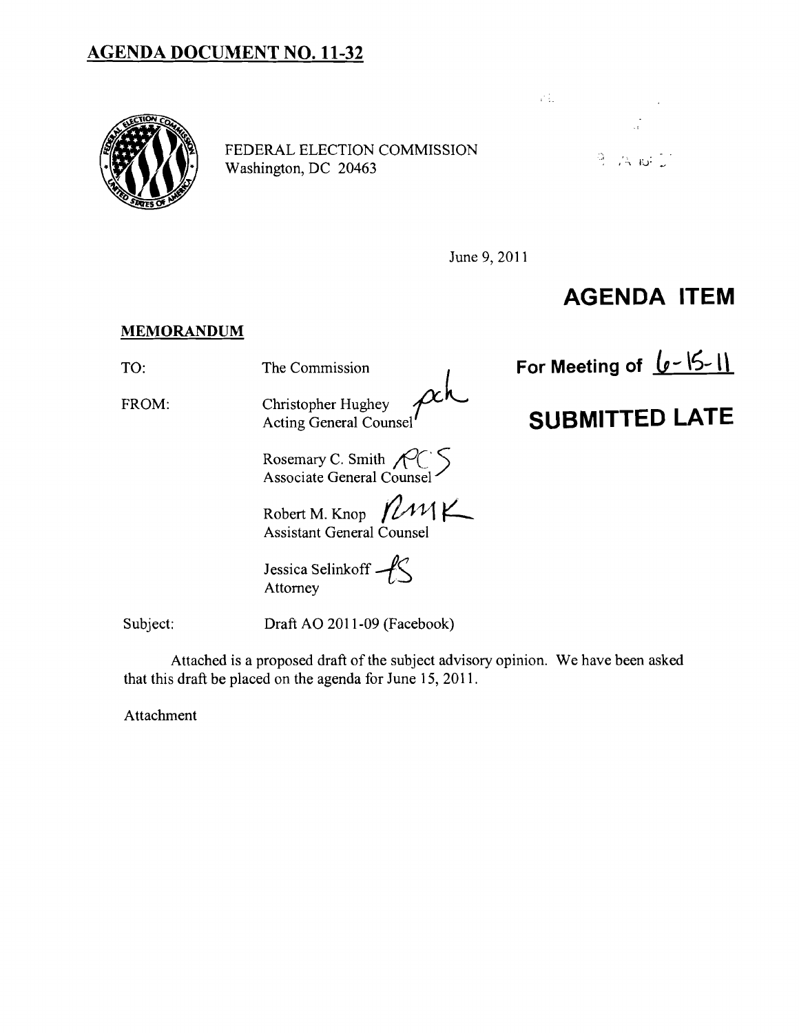# AGENDA DOCUMENT NO. 11-32

FEDERAL ELECTION COMMISSION
Washington, DC 20463

June 9, 2011

## AGENDA ITEM

**For Meeting of 6-15-11**

**SUBMITTED LATE**

**MEMORANDUM**

TO: The Commission

FROM: Christopher Hughey
Acting General Counsel

Rosemary C. Smith
Associate General Counsel

Robert M. Knop
Assistant General Counsel

Jessica Selinkoff
Attorney

Subject: Draft AO 2011-09 (Facebook)

Attached is a proposed draft of the subject advisory opinion. We have been asked that this draft be placed on the agenda for June 15, 2011.

Attachment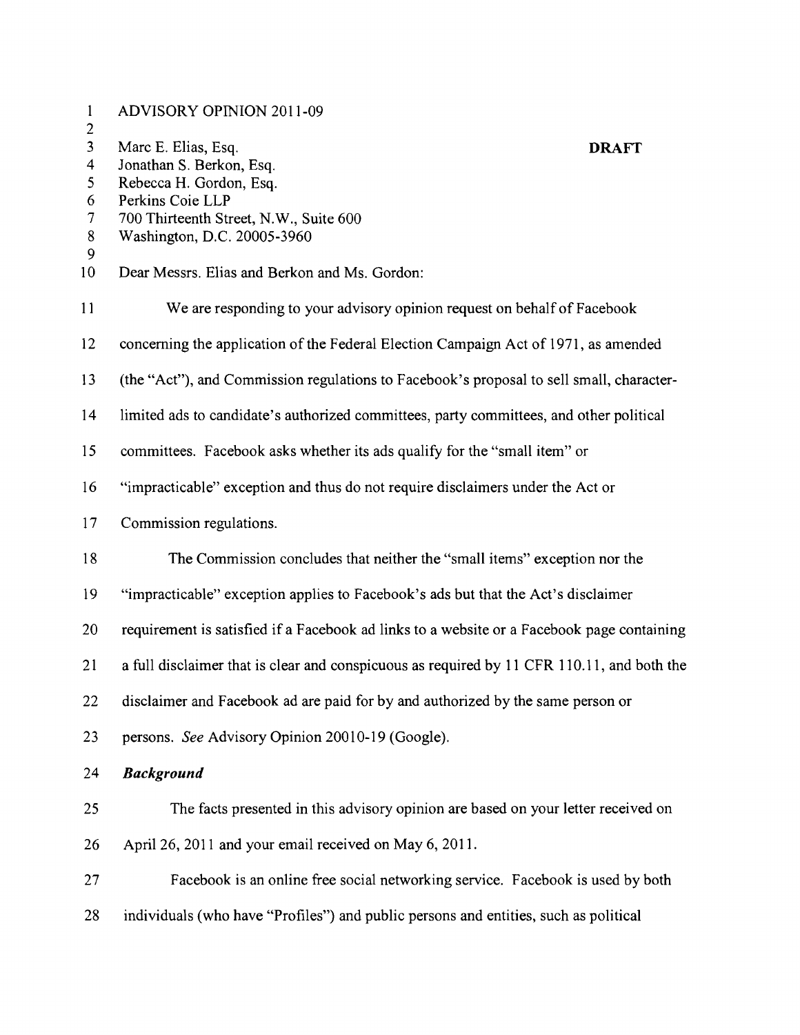ADVISORY OPINION 2011-09

Marc E. Elias, Esq.
Jonathan S. Berkon, Esq.
Rebecca H. Gordon, Esq.
Perkins Coie LLP
700 Thirteenth Street, N.W., Suite 600
Washington, D.C. 20005-3960

**DRAFT**

Dear Messrs. Elias and Berkon and Ms. Gordon:

We are responding to your advisory opinion request on behalf of Facebook concerning the application of the Federal Election Campaign Act of 1971, as amended (the "Act"), and Commission regulations to Facebook's proposal to sell small, character-limited ads to candidate's authorized committees, party committees, and other political committees. Facebook asks whether its ads qualify for the "small item" or "impracticable" exception and thus do not require disclaimers under the Act or Commission regulations.

The Commission concludes that neither the "small items" exception nor the "impracticable" exception applies to Facebook's ads but that the Act's disclaimer requirement is satisfied if a Facebook ad links to a website or a Facebook page containing a full disclaimer that is clear and conspicuous as required by 11 CFR 110.11, and both the disclaimer and Facebook ad are paid for by and authorized by the same person or persons. *See* Advisory Opinion 20010-19 (Google).

***Background***

The facts presented in this advisory opinion are based on your letter received on April 26, 2011 and your email received on May 6, 2011.

Facebook is an online free social networking service. Facebook is used by both individuals (who have "Profiles") and public persons and entities, such as political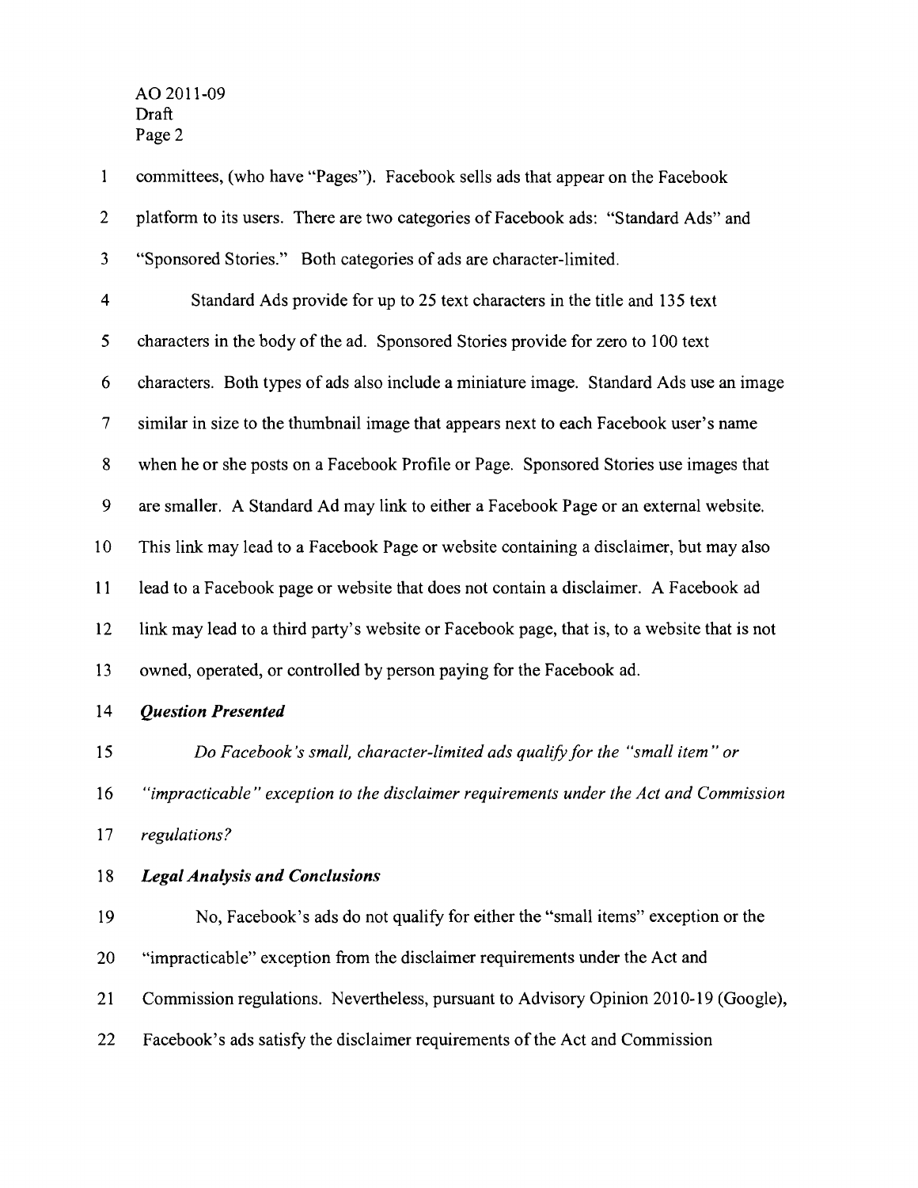committees, (who have "Pages"). Facebook sells ads that appear on the Facebook platform to its users. There are two categories of Facebook ads: "Standard Ads" and "Sponsored Stories." Both categories of ads are character-limited.

Standard Ads provide for up to 25 text characters in the title and 135 text characters in the body of the ad. Sponsored Stories provide for zero to 100 text characters. Both types of ads also include a miniature image. Standard Ads use an image similar in size to the thumbnail image that appears next to each Facebook user's name when he or she posts on a Facebook Profile or Page. Sponsored Stories use images that are smaller. A Standard Ad may link to either a Facebook Page or an external website. This link may lead to a Facebook Page or website containing a disclaimer, but may also lead to a Facebook page or website that does not contain a disclaimer. A Facebook ad link may lead to a third party's website or Facebook page, that is, to a website that is not owned, operated, or controlled by person paying for the Facebook ad.

***Question Presented***

*Do Facebook's small, character-limited ads qualify for the "small item" or "impracticable" exception to the disclaimer requirements under the Act and Commission regulations?*

***Legal Analysis and Conclusions***

No, Facebook's ads do not qualify for either the "small items" exception or the "impracticable" exception from the disclaimer requirements under the Act and Commission regulations. Nevertheless, pursuant to Advisory Opinion 2010-19 (Google), Facebook's ads satisfy the disclaimer requirements of the Act and Commission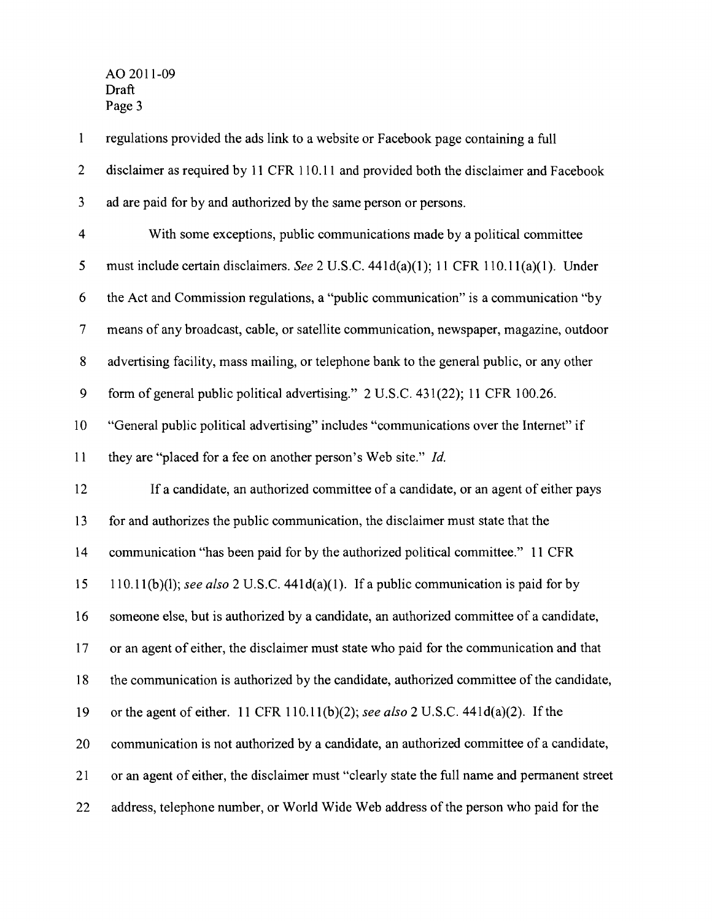regulations provided the ads link to a website or Facebook page containing a full disclaimer as required by 11 CFR 110.11 and provided both the disclaimer and Facebook ad are paid for by and authorized by the same person or persons.

With some exceptions, public communications made by a political committee must include certain disclaimers. *See* 2 U.S.C. 441d(a)(1); 11 CFR 110.11(a)(1). Under the Act and Commission regulations, a "public communication" is a communication "by means of any broadcast, cable, or satellite communication, newspaper, magazine, outdoor advertising facility, mass mailing, or telephone bank to the general public, or any other form of general public political advertising." 2 U.S.C. 431(22); 11 CFR 100.26. "General public political advertising" includes "communications over the Internet" if they are "placed for a fee on another person's Web site." *Id.*

If a candidate, an authorized committee of a candidate, or an agent of either pays for and authorizes the public communication, the disclaimer must state that the communication "has been paid for by the authorized political committee." 11 CFR 110.11(b)(l); *see also* 2 U.S.C. 441d(a)(1). If a public communication is paid for by someone else, but is authorized by a candidate, an authorized committee of a candidate, or an agent of either, the disclaimer must state who paid for the communication and that the communication is authorized by the candidate, authorized committee of the candidate, or the agent of either. 11 CFR 110.11(b)(2); *see also* 2 U.S.C. 441d(a)(2). If the communication is not authorized by a candidate, an authorized committee of a candidate, or an agent of either, the disclaimer must "clearly state the full name and permanent street address, telephone number, or World Wide Web address of the person who paid for the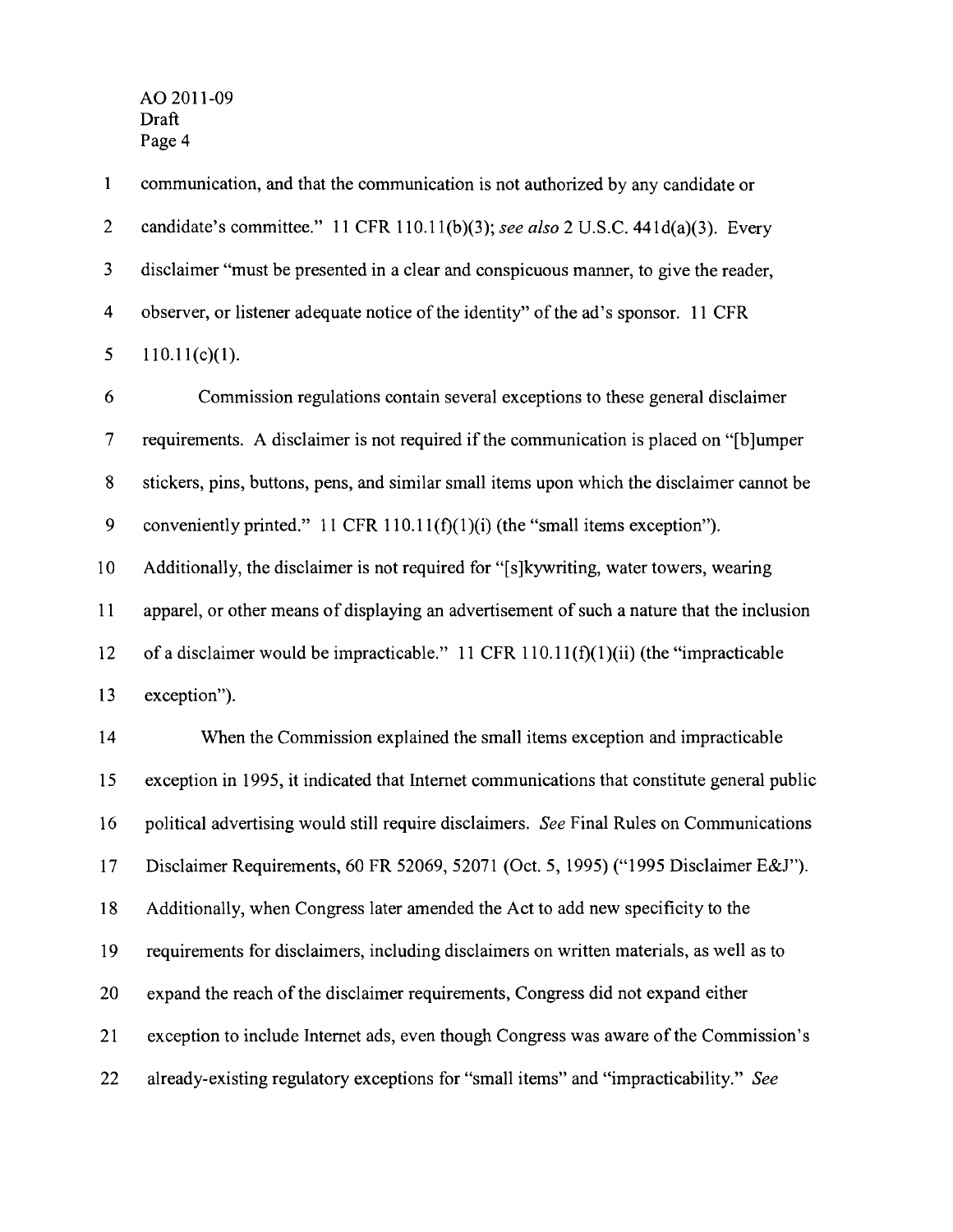communication, and that the communication is not authorized by any candidate or candidate's committee." 11 CFR 110.11(b)(3); *see also* 2 U.S.C. 441d(a)(3). Every disclaimer "must be presented in a clear and conspicuous manner, to give the reader, observer, or listener adequate notice of the identity" of the ad's sponsor. 11 CFR 110.11(c)(1).

Commission regulations contain several exceptions to these general disclaimer requirements. A disclaimer is not required if the communication is placed on "[b]umper stickers, pins, buttons, pens, and similar small items upon which the disclaimer cannot be conveniently printed." 11 CFR 110.11(f)(1)(i) (the "small items exception"). Additionally, the disclaimer is not required for "[s]kywriting, water towers, wearing apparel, or other means of displaying an advertisement of such a nature that the inclusion of a disclaimer would be impracticable." 11 CFR 110.11(f)(1)(ii) (the "impracticable exception").

When the Commission explained the small items exception and impracticable exception in 1995, it indicated that Internet communications that constitute general public political advertising would still require disclaimers. *See* Final Rules on Communications Disclaimer Requirements, 60 FR 52069, 52071 (Oct. 5, 1995) ("1995 Disclaimer E&J"). Additionally, when Congress later amended the Act to add new specificity to the requirements for disclaimers, including disclaimers on written materials, as well as to expand the reach of the disclaimer requirements, Congress did not expand either exception to include Internet ads, even though Congress was aware of the Commission's already-existing regulatory exceptions for "small items" and "impracticability." *See*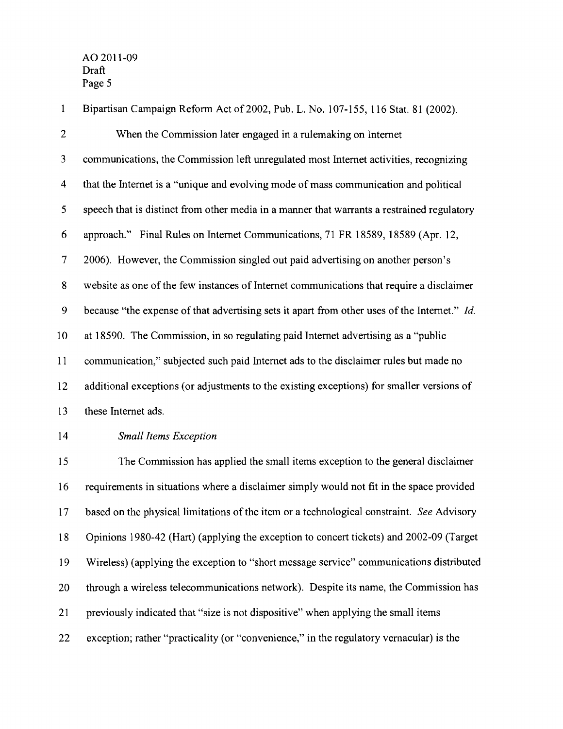Bipartisan Campaign Reform Act of 2002, Pub. L. No. 107-155, 116 Stat. 81 (2002).

When the Commission later engaged in a rulemaking on Internet communications, the Commission left unregulated most Internet activities, recognizing that the Internet is a "unique and evolving mode of mass communication and political speech that is distinct from other media in a manner that warrants a restrained regulatory approach." Final Rules on Internet Communications, 71 FR 18589, 18589 (Apr. 12, 2006). However, the Commission singled out paid advertising on another person's website as one of the few instances of Internet communications that require a disclaimer because "the expense of that advertising sets it apart from other uses of the Internet." *Id.* at 18590. The Commission, in so regulating paid Internet advertising as a "public communication," subjected such paid Internet ads to the disclaimer rules but made no additional exceptions (or adjustments to the existing exceptions) for smaller versions of these Internet ads.

*Small Items Exception*

The Commission has applied the small items exception to the general disclaimer requirements in situations where a disclaimer simply would not fit in the space provided based on the physical limitations of the item or a technological constraint. *See* Advisory Opinions 1980-42 (Hart) (applying the exception to concert tickets) and 2002-09 (Target Wireless) (applying the exception to "short message service" communications distributed through a wireless telecommunications network). Despite its name, the Commission has previously indicated that "size is not dispositive" when applying the small items exception; rather "practicality (or "convenience," in the regulatory vernacular) is the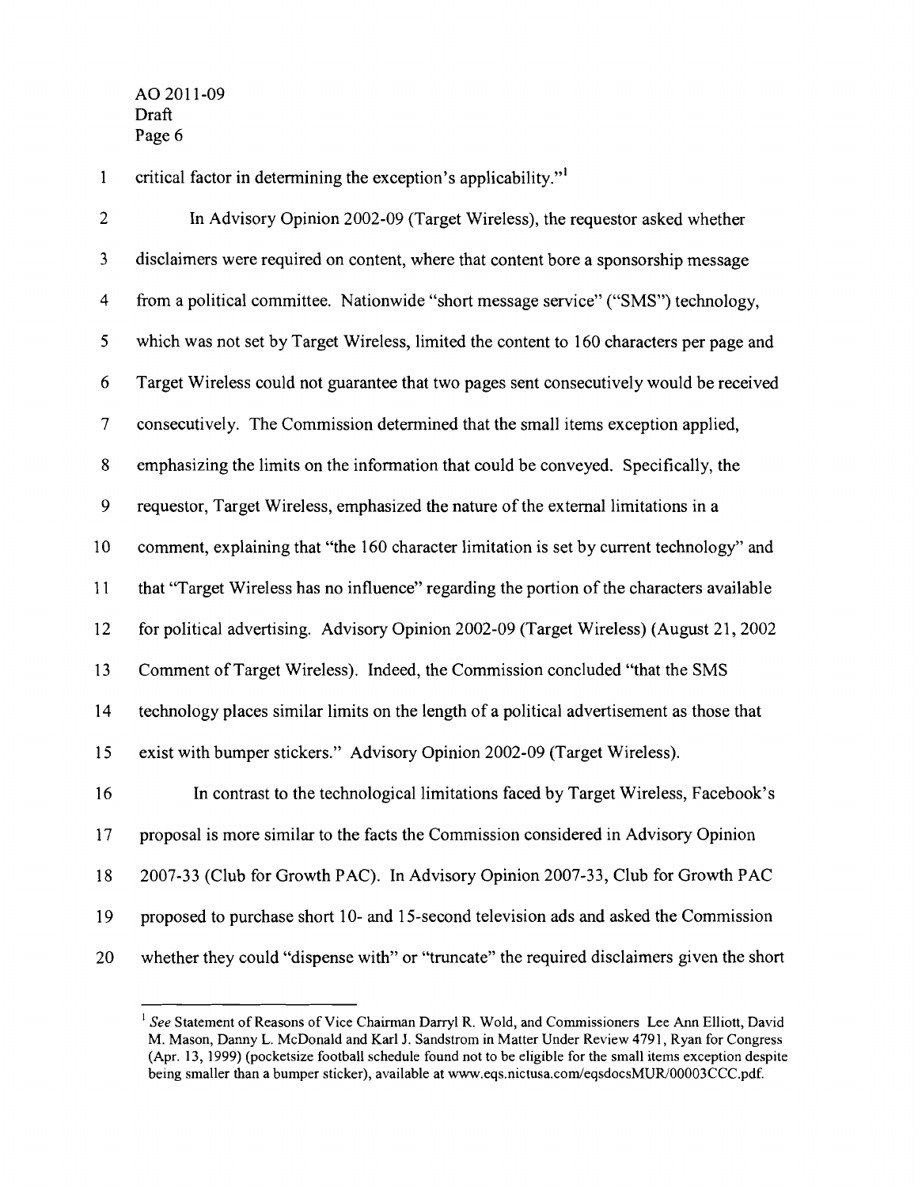critical factor in determining the exception's applicability."[1]

In Advisory Opinion 2002-09 (Target Wireless), the requestor asked whether disclaimers were required on content, where that content bore a sponsorship message from a political committee. Nationwide "short message service" ("SMS") technology, which was not set by Target Wireless, limited the content to 160 characters per page and Target Wireless could not guarantee that two pages sent consecutively would be received consecutively. The Commission determined that the small items exception applied, emphasizing the limits on the information that could be conveyed. Specifically, the requestor, Target Wireless, emphasized the nature of the external limitations in a comment, explaining that "the 160 character limitation is set by current technology" and that "Target Wireless has no influence" regarding the portion of the characters available for political advertising. Advisory Opinion 2002-09 (Target Wireless) (August 21, 2002 Comment of Target Wireless). Indeed, the Commission concluded "that the SMS technology places similar limits on the length of a political advertisement as those that exist with bumper stickers." Advisory Opinion 2002-09 (Target Wireless).

In contrast to the technological limitations faced by Target Wireless, Facebook's proposal is more similar to the facts the Commission considered in Advisory Opinion 2007-33 (Club for Growth PAC). In Advisory Opinion 2007-33, Club for Growth PAC proposed to purchase short 10- and 15-second television ads and asked the Commission whether they could "dispense with" or "truncate" the required disclaimers given the short

---

[1] *See* Statement of Reasons of Vice Chairman Darryl R. Wold, and Commissioners Lee Ann Elliott, David M. Mason, Danny L. McDonald and Karl J. Sandstrom in Matter Under Review 4791, Ryan for Congress (Apr. 13, 1999) (pocketsize football schedule found not to be eligible for the small items exception despite being smaller than a bumper sticker), available at www.eqs.nictusa.com/eqsdocsMUR/00003CCC.pdf.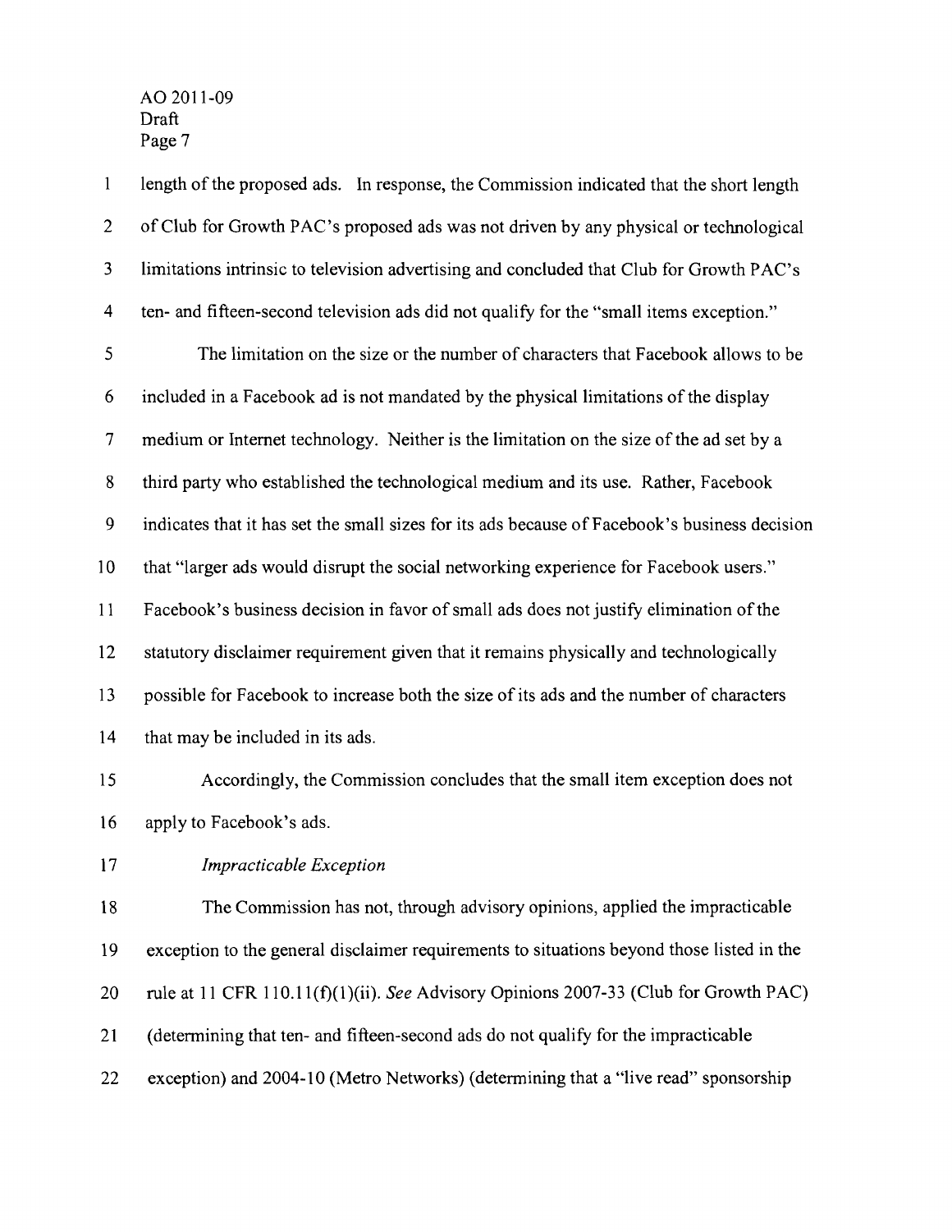length of the proposed ads. In response, the Commission indicated that the short length of Club for Growth PAC's proposed ads was not driven by any physical or technological limitations intrinsic to television advertising and concluded that Club for Growth PAC's ten- and fifteen-second television ads did not qualify for the "small items exception."

The limitation on the size or the number of characters that Facebook allows to be included in a Facebook ad is not mandated by the physical limitations of the display medium or Internet technology. Neither is the limitation on the size of the ad set by a third party who established the technological medium and its use. Rather, Facebook indicates that it has set the small sizes for its ads because of Facebook's business decision that "larger ads would disrupt the social networking experience for Facebook users." Facebook's business decision in favor of small ads does not justify elimination of the statutory disclaimer requirement given that it remains physically and technologically possible for Facebook to increase both the size of its ads and the number of characters that may be included in its ads.

Accordingly, the Commission concludes that the small item exception does not apply to Facebook's ads.

*Impracticable Exception*

The Commission has not, through advisory opinions, applied the impracticable exception to the general disclaimer requirements to situations beyond those listed in the rule at 11 CFR 110.11(f)(1)(ii). *See* Advisory Opinions 2007-33 (Club for Growth PAC) (determining that ten- and fifteen-second ads do not qualify for the impracticable exception) and 2004-10 (Metro Networks) (determining that a "live read" sponsorship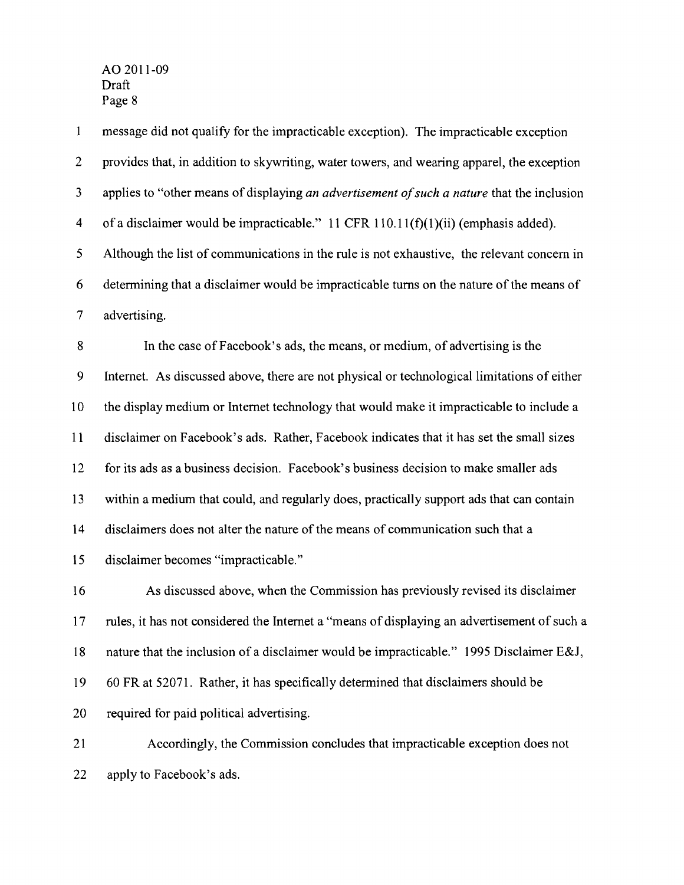message did not qualify for the impracticable exception). The impracticable exception provides that, in addition to skywriting, water towers, and wearing apparel, the exception applies to "other means of displaying *an advertisement of such a nature* that the inclusion of a disclaimer would be impracticable." 11 CFR 110.11(f)(1)(ii) (emphasis added). Although the list of communications in the rule is not exhaustive, the relevant concern in determining that a disclaimer would be impracticable turns on the nature of the means of advertising.

In the case of Facebook's ads, the means, or medium, of advertising is the Internet. As discussed above, there are not physical or technological limitations of either the display medium or Internet technology that would make it impracticable to include a disclaimer on Facebook's ads. Rather, Facebook indicates that it has set the small sizes for its ads as a business decision. Facebook's business decision to make smaller ads within a medium that could, and regularly does, practically support ads that can contain disclaimers does not alter the nature of the means of communication such that a disclaimer becomes "impracticable."

As discussed above, when the Commission has previously revised its disclaimer rules, it has not considered the Internet a "means of displaying an advertisement of such a nature that the inclusion of a disclaimer would be impracticable." 1995 Disclaimer E&J, 60 FR at 52071. Rather, it has specifically determined that disclaimers should be required for paid political advertising.

Accordingly, the Commission concludes that impracticable exception does not apply to Facebook's ads.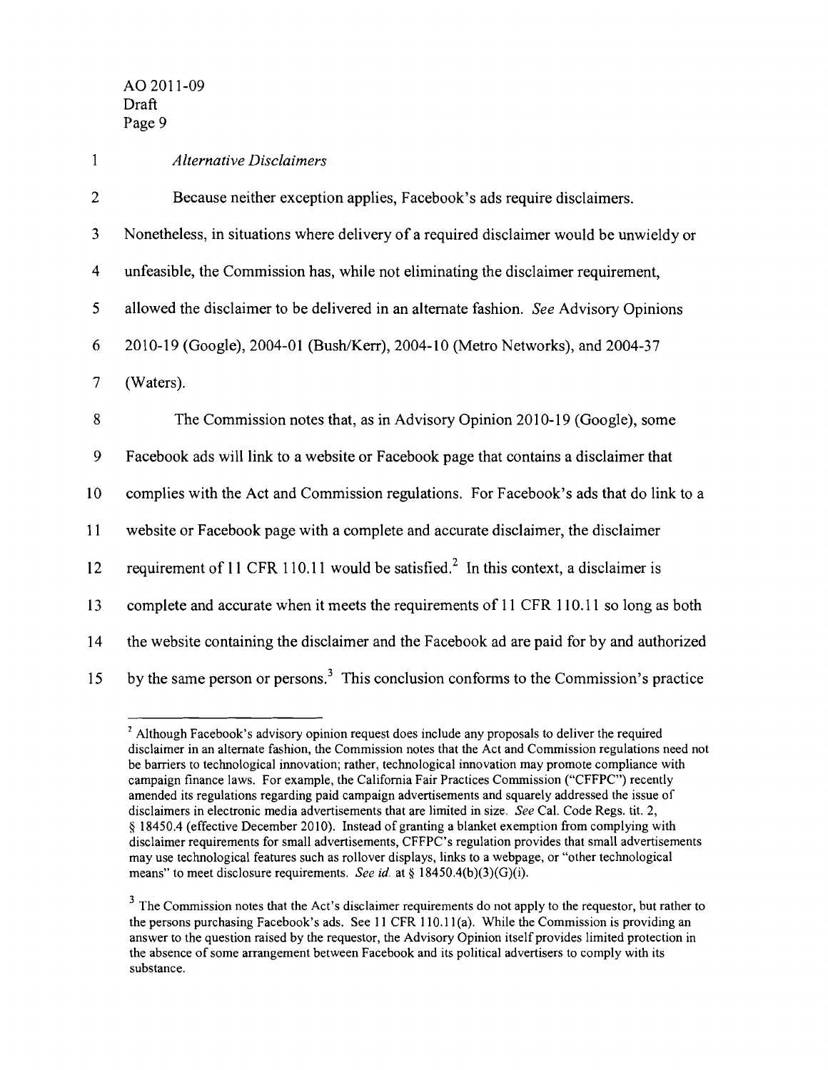*Alternative Disclaimers*

Because neither exception applies, Facebook's ads require disclaimers. Nonetheless, in situations where delivery of a required disclaimer would be unwieldy or unfeasible, the Commission has, while not eliminating the disclaimer requirement, allowed the disclaimer to be delivered in an alternate fashion. *See* Advisory Opinions 2010-19 (Google), 2004-01 (Bush/Kerr), 2004-10 (Metro Networks), and 2004-37 (Waters).

The Commission notes that, as in Advisory Opinion 2010-19 (Google), some Facebook ads will link to a website or Facebook page that contains a disclaimer that complies with the Act and Commission regulations. For Facebook's ads that do link to a website or Facebook page with a complete and accurate disclaimer, the disclaimer requirement of 11 CFR 110.11 would be satisfied.[2] In this context, a disclaimer is complete and accurate when it meets the requirements of 11 CFR 110.11 so long as both the website containing the disclaimer and the Facebook ad are paid for by and authorized by the same person or persons.[3] This conclusion conforms to the Commission's practice

---

[2] Although Facebook's advisory opinion request does include any proposals to deliver the required disclaimer in an alternate fashion, the Commission notes that the Act and Commission regulations need not be barriers to technological innovation; rather, technological innovation may promote compliance with campaign finance laws. For example, the California Fair Practices Commission ("CFFPC") recently amended its regulations regarding paid campaign advertisements and squarely addressed the issue of disclaimers in electronic media advertisements that are limited in size. *See* Cal. Code Regs. tit. 2, § 18450.4 (effective December 2010). Instead of granting a blanket exemption from complying with disclaimer requirements for small advertisements, CFFPC's regulation provides that small advertisements may use technological features such as rollover displays, links to a webpage, or "other technological means" to meet disclosure requirements. *See id.* at § 18450.4(b)(3)(G)(i).

[3] The Commission notes that the Act's disclaimer requirements do not apply to the requestor, but rather to the persons purchasing Facebook's ads. See 11 CFR 110.11(a). While the Commission is providing an answer to the question raised by the requestor, the Advisory Opinion itself provides limited protection in the absence of some arrangement between Facebook and its political advertisers to comply with its substance.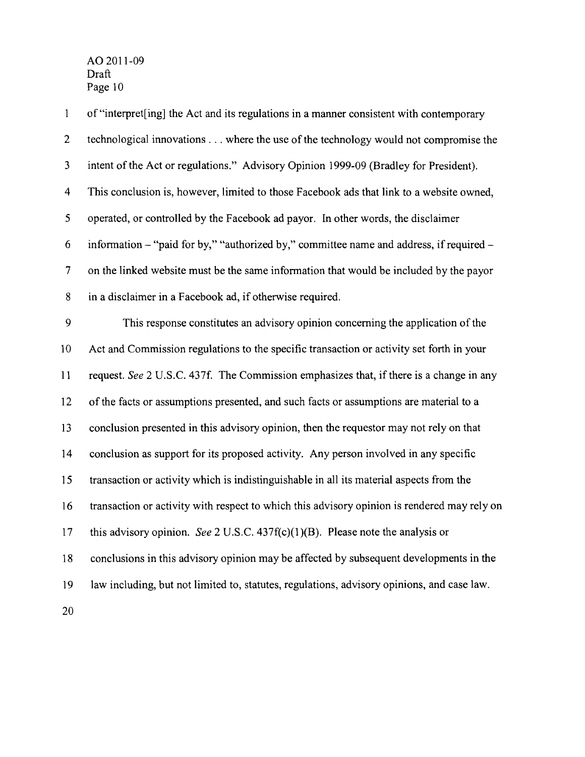of "interpret[ing] the Act and its regulations in a manner consistent with contemporary technological innovations . . . where the use of the technology would not compromise the intent of the Act or regulations." Advisory Opinion 1999-09 (Bradley for President). This conclusion is, however, limited to those Facebook ads that link to a website owned, operated, or controlled by the Facebook ad payor. In other words, the disclaimer information – "paid for by," "authorized by," committee name and address, if required – on the linked website must be the same information that would be included by the payor in a disclaimer in a Facebook ad, if otherwise required.

This response constitutes an advisory opinion concerning the application of the Act and Commission regulations to the specific transaction or activity set forth in your request. *See* 2 U.S.C. 437f. The Commission emphasizes that, if there is a change in any of the facts or assumptions presented, and such facts or assumptions are material to a conclusion presented in this advisory opinion, then the requestor may not rely on that conclusion as support for its proposed activity. Any person involved in any specific transaction or activity which is indistinguishable in all its material aspects from the transaction or activity with respect to which this advisory opinion is rendered may rely on this advisory opinion. *See* 2 U.S.C. 437f(c)(1)(B). Please note the analysis or conclusions in this advisory opinion may be affected by subsequent developments in the law including, but not limited to, statutes, regulations, advisory opinions, and case law.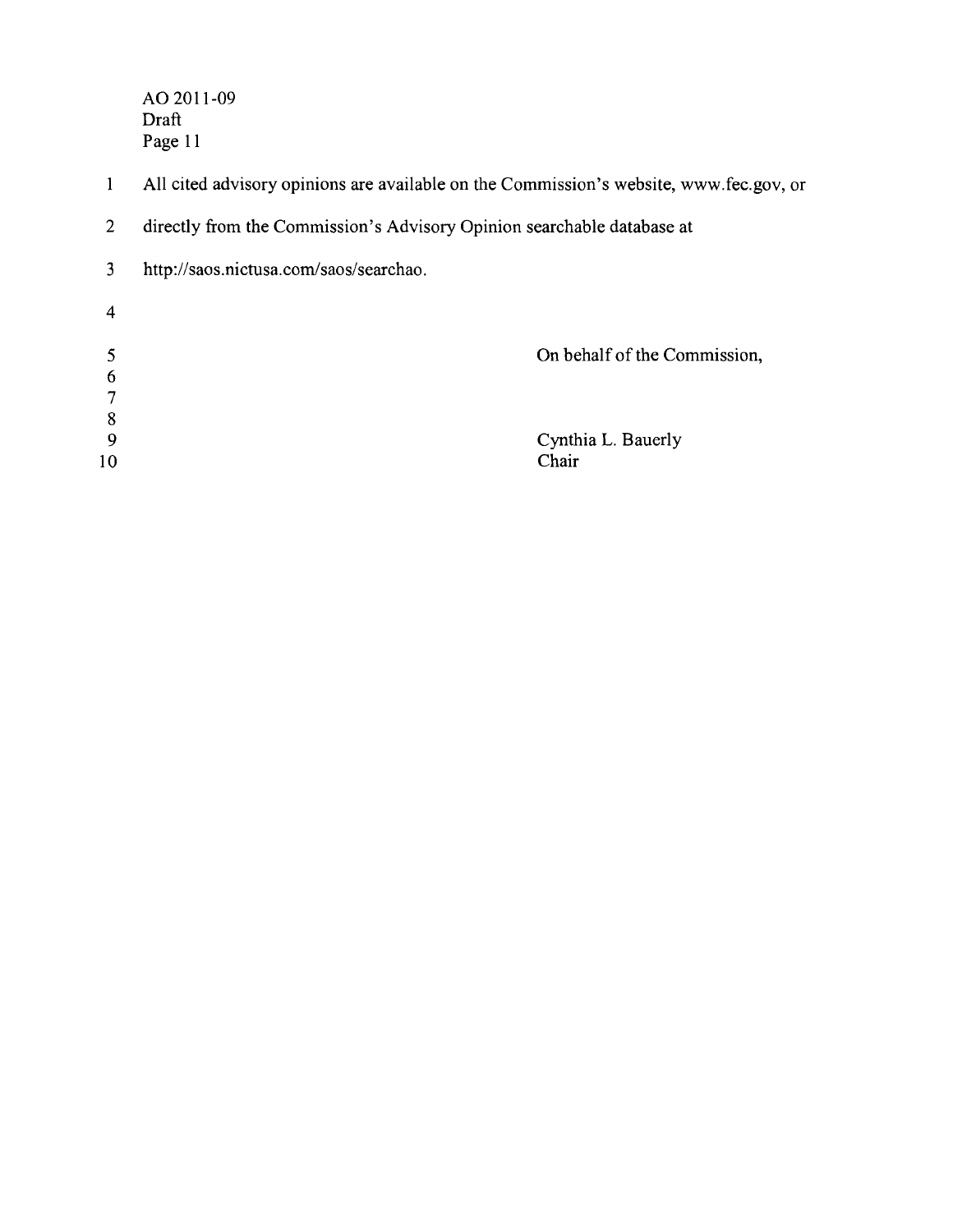All cited advisory opinions are available on the Commission's website, www.fec.gov, or directly from the Commission's Advisory Opinion searchable database at http://saos.nictusa.com/saos/searchao.

On behalf of the Commission,

Cynthia L. Bauerly
Chair